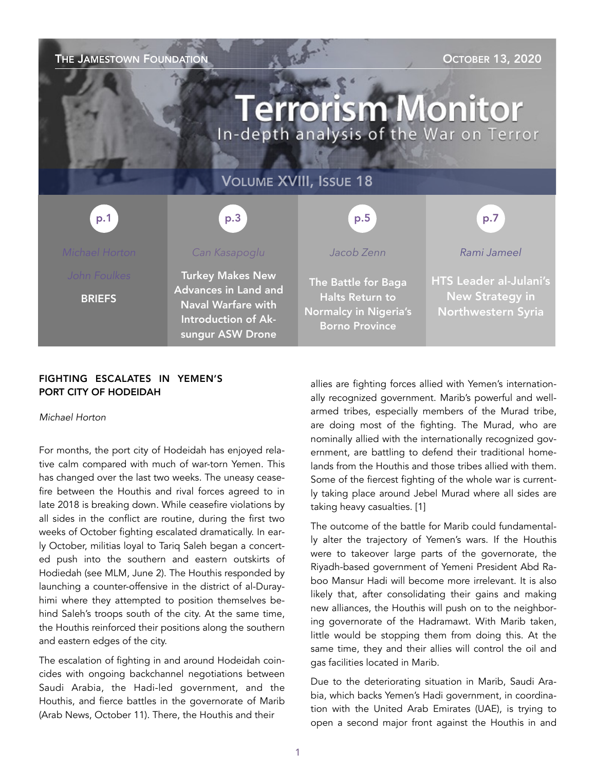THE JAMESTOWN FOUNDATION — OCTOBER 13, 2020

# Terrorism Monitor

In-depth analysis of the War on Terror

VOLUME XVIII, ISSUE 18

| p.1 | p.3 | p.5 | p.7 |
| --- | --- | --- | --- |
| *Michael Horton* *John Foulkes* | *Can Kasapoglu* | *Jacob Zenn* | *Rami Jameel* |
| **BRIEFS** | **Turkey Makes New Advances in Land and Naval Warfare with Introduction of Aksungur ASW Drone** | **The Battle for Baga Halts Return to Normalcy in Nigeria's Borno Province** | **HTS Leader al-Julani's New Strategy in Northwestern Syria** |

## FIGHTING ESCALATES IN YEMEN'S PORT CITY OF HODEIDAH

*Michael Horton*

For months, the port city of Hodeidah has enjoyed relative calm compared with much of war-torn Yemen. This has changed over the last two weeks. The uneasy ceasefire between the Houthis and rival forces agreed to in late 2018 is breaking down. While ceasefire violations by all sides in the conflict are routine, during the first two weeks of October fighting escalated dramatically. In early October, militias loyal to Tariq Saleh began a concerted push into the southern and eastern outskirts of Hodiedah (see MLM, June 2). The Houthis responded by launching a counter-offensive in the district of al-Durayhimi where they attempted to position themselves behind Saleh's troops south of the city. At the same time, the Houthis reinforced their positions along the southern and eastern edges of the city.

The escalation of fighting in and around Hodeidah coincides with ongoing backchannel negotiations between Saudi Arabia, the Hadi-led government, and the Houthis, and fierce battles in the governorate of Marib (Arab News, October 11). There, the Houthis and their allies are fighting forces allied with Yemen's internationally recognized government. Marib's powerful and well-armed tribes, especially members of the Murad tribe, are doing most of the fighting. The Murad, who are nominally allied with the internationally recognized government, are battling to defend their traditional homelands from the Houthis and those tribes allied with them. Some of the fiercest fighting of the whole war is currently taking place around Jebel Murad where all sides are taking heavy casualties. [1]

The outcome of the battle for Marib could fundamentally alter the trajectory of Yemen's wars. If the Houthis were to takeover large parts of the governorate, the Riyadh-based government of Yemeni President Abd Raboo Mansur Hadi will become more irrelevant. It is also likely that, after consolidating their gains and making new alliances, the Houthis will push on to the neighboring governorate of the Hadramawt. With Marib taken, little would be stopping them from doing this. At the same time, they and their allies will control the oil and gas facilities located in Marib.

Due to the deteriorating situation in Marib, Saudi Arabia, which backs Yemen's Hadi government, in coordination with the United Arab Emirates (UAE), is trying to open a second major front against the Houthis in and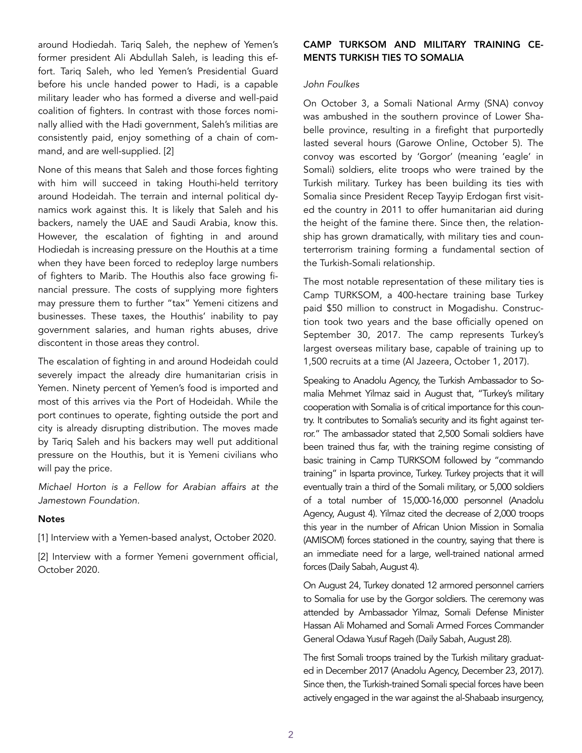around Hodiedah. Tariq Saleh, the nephew of Yemen's former president Ali Abdullah Saleh, is leading this effort. Tariq Saleh, who led Yemen's Presidential Guard before his uncle handed power to Hadi, is a capable military leader who has formed a diverse and well-paid coalition of fighters. In contrast with those forces nominally allied with the Hadi government, Saleh's militias are consistently paid, enjoy something of a chain of command, and are well-supplied. [2]

None of this means that Saleh and those forces fighting with him will succeed in taking Houthi-held territory around Hodeidah. The terrain and internal political dynamics work against this. It is likely that Saleh and his backers, namely the UAE and Saudi Arabia, know this. However, the escalation of fighting in and around Hodiedah is increasing pressure on the Houthis at a time when they have been forced to redeploy large numbers of fighters to Marib. The Houthis also face growing financial pressure. The costs of supplying more fighters may pressure them to further "tax" Yemeni citizens and businesses. These taxes, the Houthis' inability to pay government salaries, and human rights abuses, drive discontent in those areas they control.

The escalation of fighting in and around Hodeidah could severely impact the already dire humanitarian crisis in Yemen. Ninety percent of Yemen's food is imported and most of this arrives via the Port of Hodeidah. While the port continues to operate, fighting outside the port and city is already disrupting distribution. The moves made by Tariq Saleh and his backers may well put additional pressure on the Houthis, but it is Yemeni civilians who will pay the price.

*Michael Horton is a Fellow for Arabian affairs at the Jamestown Foundation.*

**Notes**

[1] Interview with a Yemen-based analyst, October 2020.

[2] Interview with a former Yemeni government official, October 2020.

## CAMP TURKSOM AND MILITARY TRAINING CEMENTS TURKISH TIES TO SOMALIA

*John Foulkes*

On October 3, a Somali National Army (SNA) convoy was ambushed in the southern province of Lower Shabelle province, resulting in a firefight that purportedly lasted several hours (Garowe Online, October 5). The convoy was escorted by 'Gorgor' (meaning 'eagle' in Somali) soldiers, elite troops who were trained by the Turkish military. Turkey has been building its ties with Somalia since President Recep Tayyip Erdogan first visited the country in 2011 to offer humanitarian aid during the height of the famine there. Since then, the relationship has grown dramatically, with military ties and counterterrorism training forming a fundamental section of the Turkish-Somali relationship.

The most notable representation of these military ties is Camp TURKSOM, a 400-hectare training base Turkey paid $50 million to construct in Mogadishu. Construction took two years and the base officially opened on September 30, 2017. The camp represents Turkey's largest overseas military base, capable of training up to 1,500 recruits at a time (Al Jazeera, October 1, 2017).

Speaking to Anadolu Agency, the Turkish Ambassador to Somalia Mehmet Yilmaz said in August that, "Turkey's military cooperation with Somalia is of critical importance for this country. It contributes to Somalia's security and its fight against terror." The ambassador stated that 2,500 Somali soldiers have been trained thus far, with the training regime consisting of basic training in Camp TURKSOM followed by "commando training" in Isparta province, Turkey. Turkey projects that it will eventually train a third of the Somali military, or 5,000 soldiers of a total number of 15,000-16,000 personnel (Anadolu Agency, August 4). Yilmaz cited the decrease of 2,000 troops this year in the number of African Union Mission in Somalia (AMISOM) forces stationed in the country, saying that there is an immediate need for a large, well-trained national armed forces (Daily Sabah, August 4).

On August 24, Turkey donated 12 armored personnel carriers to Somalia for use by the Gorgor soldiers. The ceremony was attended by Ambassador Yilmaz, Somali Defense Minister Hassan Ali Mohamed and Somali Armed Forces Commander General Odawa Yusuf Rageh (Daily Sabah, August 28).

The first Somali troops trained by the Turkish military graduated in December 2017 (Anadolu Agency, December 23, 2017). Since then, the Turkish-trained Somali special forces have been actively engaged in the war against the al-Shabaab insurgency,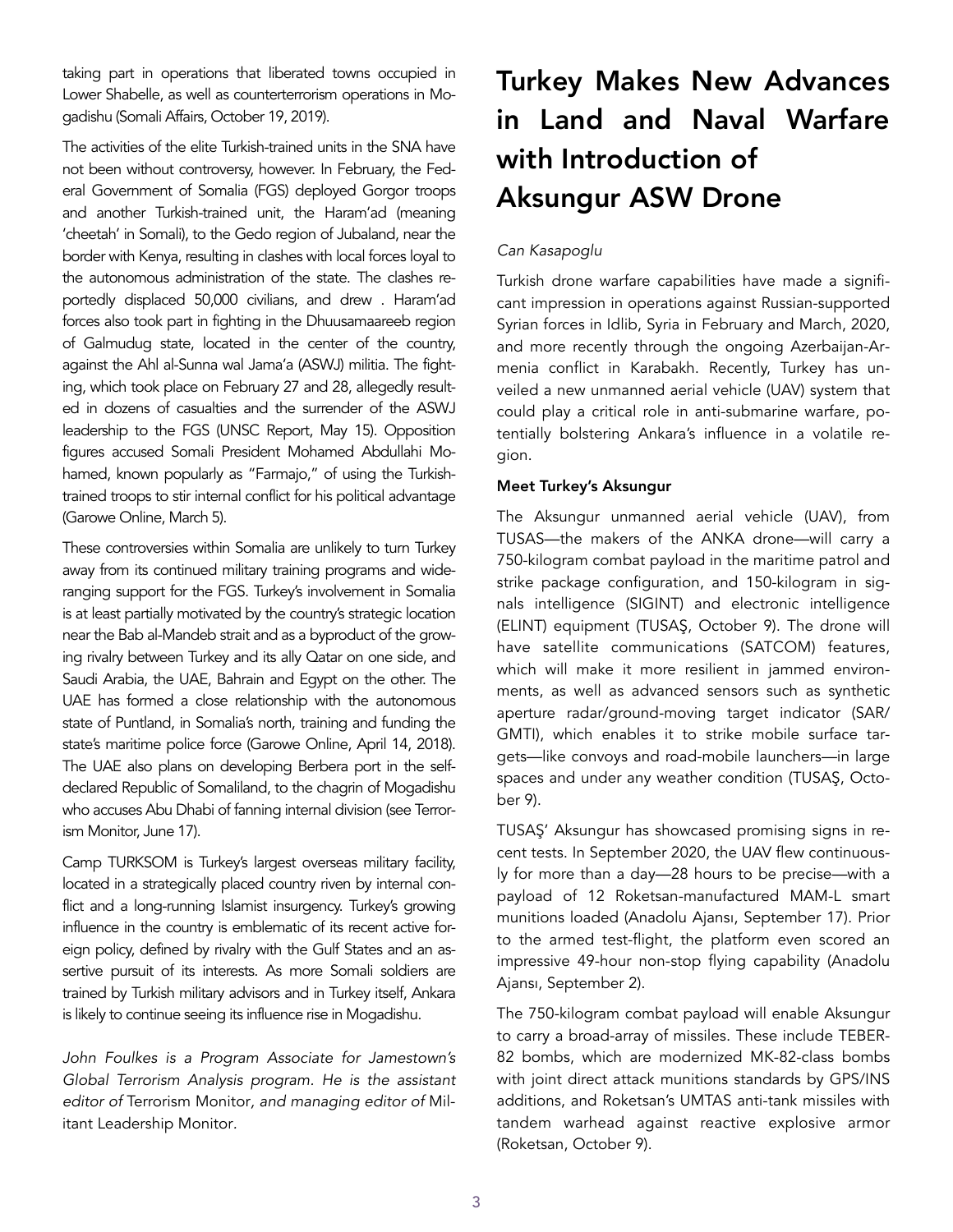taking part in operations that liberated towns occupied in Lower Shabelle, as well as counterterrorism operations in Mogadishu (Somali Affairs, October 19, 2019).

The activities of the elite Turkish-trained units in the SNA have not been without controversy, however. In February, the Federal Government of Somalia (FGS) deployed Gorgor troops and another Turkish-trained unit, the Haram'ad (meaning 'cheetah' in Somali), to the Gedo region of Jubaland, near the border with Kenya, resulting in clashes with local forces loyal to the autonomous administration of the state. The clashes reportedly displaced 50,000 civilians, and drew . Haram'ad forces also took part in fighting in the Dhuusamaareeb region of Galmudug state, located in the center of the country, against the Ahl al-Sunna wal Jama'a (ASWJ) militia. The fighting, which took place on February 27 and 28, allegedly resulted in dozens of casualties and the surrender of the ASWJ leadership to the FGS (UNSC Report, May 15). Opposition figures accused Somali President Mohamed Abdullahi Mohamed, known popularly as "Farmajo," of using the Turkish-trained troops to stir internal conflict for his political advantage (Garowe Online, March 5).

These controversies within Somalia are unlikely to turn Turkey away from its continued military training programs and wide-ranging support for the FGS. Turkey's involvement in Somalia is at least partially motivated by the country's strategic location near the Bab al-Mandeb strait and as a byproduct of the growing rivalry between Turkey and its ally Qatar on one side, and Saudi Arabia, the UAE, Bahrain and Egypt on the other. The UAE has formed a close relationship with the autonomous state of Puntland, in Somalia's north, training and funding the state's maritime police force (Garowe Online, April 14, 2018). The UAE also plans on developing Berbera port in the self-declared Republic of Somaliland, to the chagrin of Mogadishu who accuses Abu Dhabi of fanning internal division (see Terrorism Monitor, June 17).

Camp TURKSOM is Turkey's largest overseas military facility, located in a strategically placed country riven by internal conflict and a long-running Islamist insurgency. Turkey's growing influence in the country is emblematic of its recent active foreign policy, defined by rivalry with the Gulf States and an assertive pursuit of its interests. As more Somali soldiers are trained by Turkish military advisors and in Turkey itself, Ankara is likely to continue seeing its influence rise in Mogadishu.

*John Foulkes is a Program Associate for Jamestown's Global Terrorism Analysis program. He is the assistant editor of* Terrorism Monitor, *and managing editor of* Militant Leadership Monitor.

# Turkey Makes New Advances in Land and Naval Warfare with Introduction of Aksungur ASW Drone

*Can Kasapoglu*

Turkish drone warfare capabilities have made a significant impression in operations against Russian-supported Syrian forces in Idlib, Syria in February and March, 2020, and more recently through the ongoing Azerbaijan-Armenia conflict in Karabakh. Recently, Turkey has unveiled a new unmanned aerial vehicle (UAV) system that could play a critical role in anti-submarine warfare, potentially bolstering Ankara's influence in a volatile region.

**Meet Turkey's Aksungur**

The Aksungur unmanned aerial vehicle (UAV), from TUSAS—the makers of the ANKA drone—will carry a 750-kilogram combat payload in the maritime patrol and strike package configuration, and 150-kilogram in signals intelligence (SIGINT) and electronic intelligence (ELINT) equipment (TUSAŞ, October 9). The drone will have satellite communications (SATCOM) features, which will make it more resilient in jammed environments, as well as advanced sensors such as synthetic aperture radar/ground-moving target indicator (SAR/GMTI), which enables it to strike mobile surface targets—like convoys and road-mobile launchers—in large spaces and under any weather condition (TUSAŞ, October 9).

TUSAŞ' Aksungur has showcased promising signs in recent tests. In September 2020, the UAV flew continuously for more than a day—28 hours to be precise—with a payload of 12 Roketsan-manufactured MAM-L smart munitions loaded (Anadolu Ajansı, September 17). Prior to the armed test-flight, the platform even scored an impressive 49-hour non-stop flying capability (Anadolu Ajansı, September 2).

The 750-kilogram combat payload will enable Aksungur to carry a broad-array of missiles. These include TEBER-82 bombs, which are modernized MK-82-class bombs with joint direct attack munitions standards by GPS/INS additions, and Roketsan's UMTAS anti-tank missiles with tandem warhead against reactive explosive armor (Roketsan, October 9).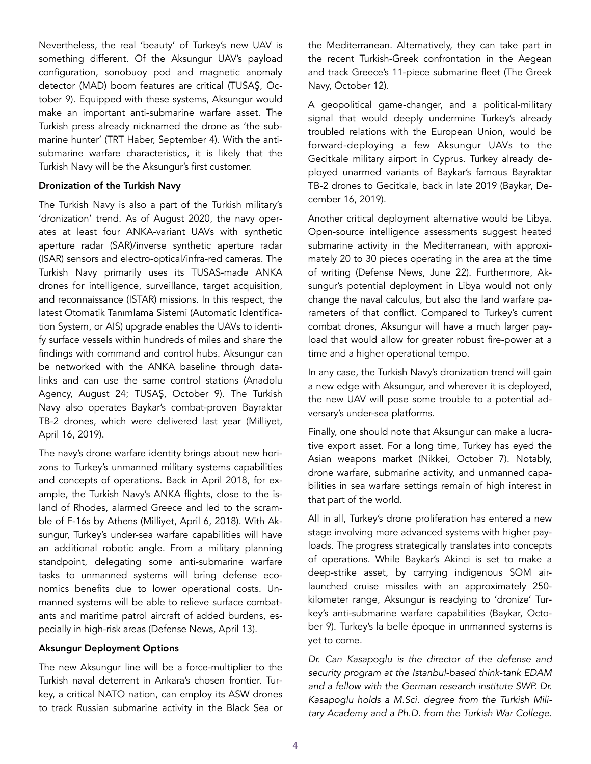Nevertheless, the real 'beauty' of Turkey's new UAV is something different. Of the Aksungur UAV's payload configuration, sonobuoy pod and magnetic anomaly detector (MAD) boom features are critical (TUSAŞ, October 9). Equipped with these systems, Aksungur would make an important anti-submarine warfare asset. The Turkish press already nicknamed the drone as 'the submarine hunter' (TRT Haber, September 4). With the anti-submarine warfare characteristics, it is likely that the Turkish Navy will be the Aksungur's first customer.

### Dronization of the Turkish Navy

The Turkish Navy is also a part of the Turkish military's 'dronization' trend. As of August 2020, the navy operates at least four ANKA-variant UAVs with synthetic aperture radar (SAR)/inverse synthetic aperture radar (ISAR) sensors and electro-optical/infra-red cameras. The Turkish Navy primarily uses its TUSAS-made ANKA drones for intelligence, surveillance, target acquisition, and reconnaissance (ISTAR) missions. In this respect, the latest Otomatik Tanımlama Sistemi (Automatic Identification System, or AIS) upgrade enables the UAVs to identify surface vessels within hundreds of miles and share the findings with command and control hubs. Aksungur can be networked with the ANKA baseline through datalinks and can use the same control stations (Anadolu Agency, August 24; TUSAŞ, October 9). The Turkish Navy also operates Baykar's combat-proven Bayraktar TB-2 drones, which were delivered last year (Milliyet, April 16, 2019).

The navy's drone warfare identity brings about new horizons to Turkey's unmanned military systems capabilities and concepts of operations. Back in April 2018, for example, the Turkish Navy's ANKA flights, close to the island of Rhodes, alarmed Greece and led to the scramble of F-16s by Athens (Milliyet, April 6, 2018). With Aksungur, Turkey's under-sea warfare capabilities will have an additional robotic angle. From a military planning standpoint, delegating some anti-submarine warfare tasks to unmanned systems will bring defense economics benefits due to lower operational costs. Unmanned systems will be able to relieve surface combatants and maritime patrol aircraft of added burdens, especially in high-risk areas (Defense News, April 13).

### Aksungur Deployment Options

The new Aksungur line will be a force-multiplier to the Turkish naval deterrent in Ankara's chosen frontier. Turkey, a critical NATO nation, can employ its ASW drones to track Russian submarine activity in the Black Sea or the Mediterranean. Alternatively, they can take part in the recent Turkish-Greek confrontation in the Aegean and track Greece's 11-piece submarine fleet (The Greek Navy, October 12).

A geopolitical game-changer, and a political-military signal that would deeply undermine Turkey's already troubled relations with the European Union, would be forward-deploying a few Aksungur UAVs to the Gecitkale military airport in Cyprus. Turkey already deployed unarmed variants of Baykar's famous Bayraktar TB-2 drones to Gecitkale, back in late 2019 (Baykar, December 16, 2019).

Another critical deployment alternative would be Libya. Open-source intelligence assessments suggest heated submarine activity in the Mediterranean, with approximately 20 to 30 pieces operating in the area at the time of writing (Defense News, June 22). Furthermore, Aksungur's potential deployment in Libya would not only change the naval calculus, but also the land warfare parameters of that conflict. Compared to Turkey's current combat drones, Aksungur will have a much larger payload that would allow for greater robust fire-power at a time and a higher operational tempo.

In any case, the Turkish Navy's dronization trend will gain a new edge with Aksungur, and wherever it is deployed, the new UAV will pose some trouble to a potential adversary's under-sea platforms.

Finally, one should note that Aksungur can make a lucrative export asset. For a long time, Turkey has eyed the Asian weapons market (Nikkei, October 7). Notably, drone warfare, submarine activity, and unmanned capabilities in sea warfare settings remain of high interest in that part of the world.

All in all, Turkey's drone proliferation has entered a new stage involving more advanced systems with higher payloads. The progress strategically translates into concepts of operations. While Baykar's Akinci is set to make a deep-strike asset, by carrying indigenous SOM air-launched cruise missiles with an approximately 250-kilometer range, Aksungur is readying to 'dronize' Turkey's anti-submarine warfare capabilities (Baykar, October 9). Turkey's la belle époque in unmanned systems is yet to come.

*Dr. Can Kasapoglu is the director of the defense and security program at the Istanbul-based think-tank EDAM and a fellow with the German research institute SWP. Dr. Kasapoglu holds a M.Sci. degree from the Turkish Military Academy and a Ph.D. from the Turkish War College.*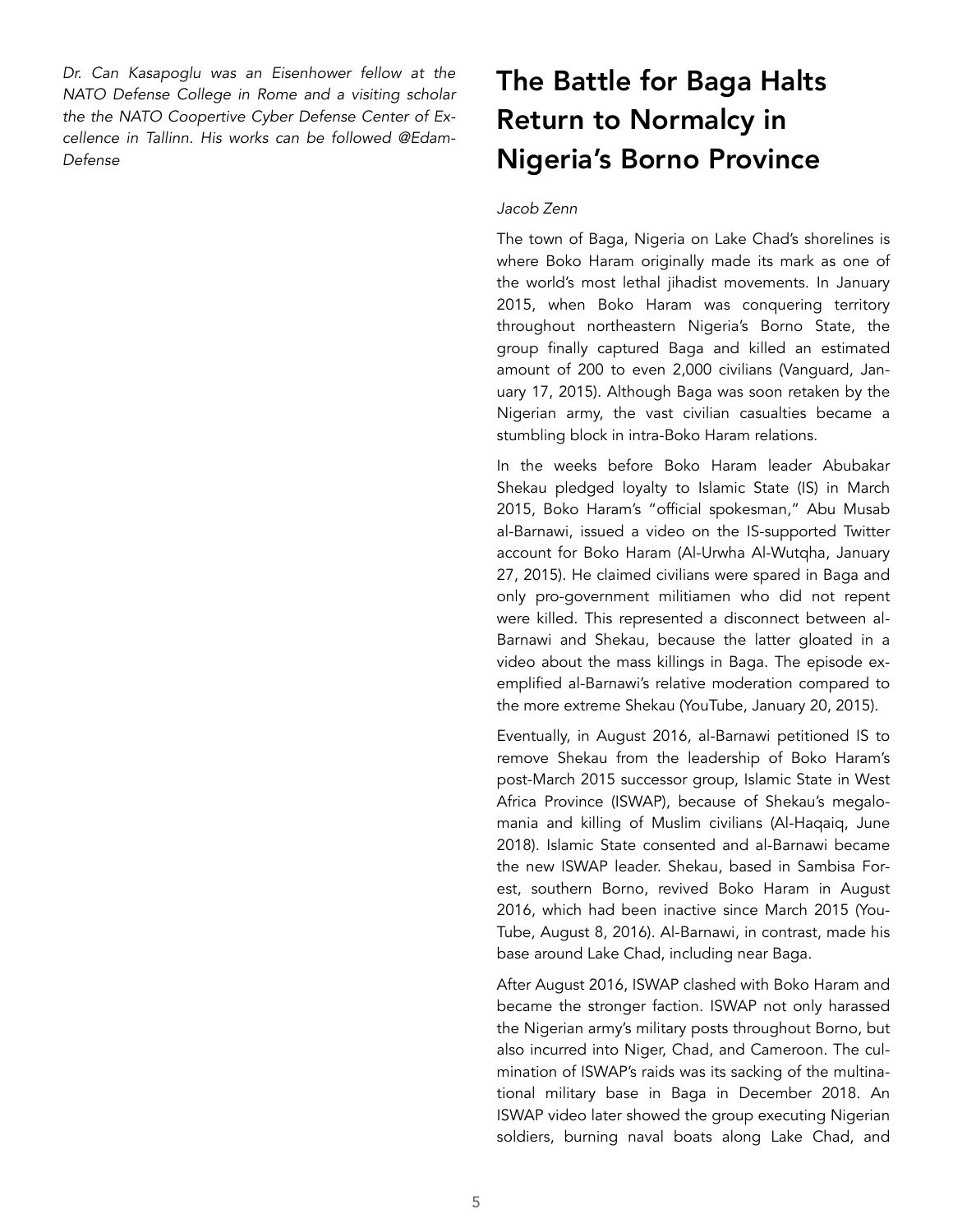*Dr. Can Kasapoglu was an Eisenhower fellow at the NATO Defense College in Rome and a visiting scholar the the NATO Coopertive Cyber Defense Center of Excellence in Tallinn. His works can be followed @Edam-Defense*

# The Battle for Baga Halts Return to Normalcy in Nigeria's Borno Province

*Jacob Zenn*

The town of Baga, Nigeria on Lake Chad's shorelines is where Boko Haram originally made its mark as one of the world's most lethal jihadist movements. In January 2015, when Boko Haram was conquering territory throughout northeastern Nigeria's Borno State, the group finally captured Baga and killed an estimated amount of 200 to even 2,000 civilians (Vanguard, January 17, 2015). Although Baga was soon retaken by the Nigerian army, the vast civilian casualties became a stumbling block in intra-Boko Haram relations.

In the weeks before Boko Haram leader Abubakar Shekau pledged loyalty to Islamic State (IS) in March 2015, Boko Haram's "official spokesman," Abu Musab al-Barnawi, issued a video on the IS-supported Twitter account for Boko Haram (Al-Urwha Al-Wutqha, January 27, 2015). He claimed civilians were spared in Baga and only pro-government militiamen who did not repent were killed. This represented a disconnect between al-Barnawi and Shekau, because the latter gloated in a video about the mass killings in Baga. The episode exemplified al-Barnawi's relative moderation compared to the more extreme Shekau (YouTube, January 20, 2015).

Eventually, in August 2016, al-Barnawi petitioned IS to remove Shekau from the leadership of Boko Haram's post-March 2015 successor group, Islamic State in West Africa Province (ISWAP), because of Shekau's megalomania and killing of Muslim civilians (Al-Haqaiq, June 2018). Islamic State consented and al-Barnawi became the new ISWAP leader. Shekau, based in Sambisa Forest, southern Borno, revived Boko Haram in August 2016, which had been inactive since March 2015 (YouTube, August 8, 2016). Al-Barnawi, in contrast, made his base around Lake Chad, including near Baga.

After August 2016, ISWAP clashed with Boko Haram and became the stronger faction. ISWAP not only harassed the Nigerian army's military posts throughout Borno, but also incurred into Niger, Chad, and Cameroon. The culmination of ISWAP's raids was its sacking of the multinational military base in Baga in December 2018. An ISWAP video later showed the group executing Nigerian soldiers, burning naval boats along Lake Chad, and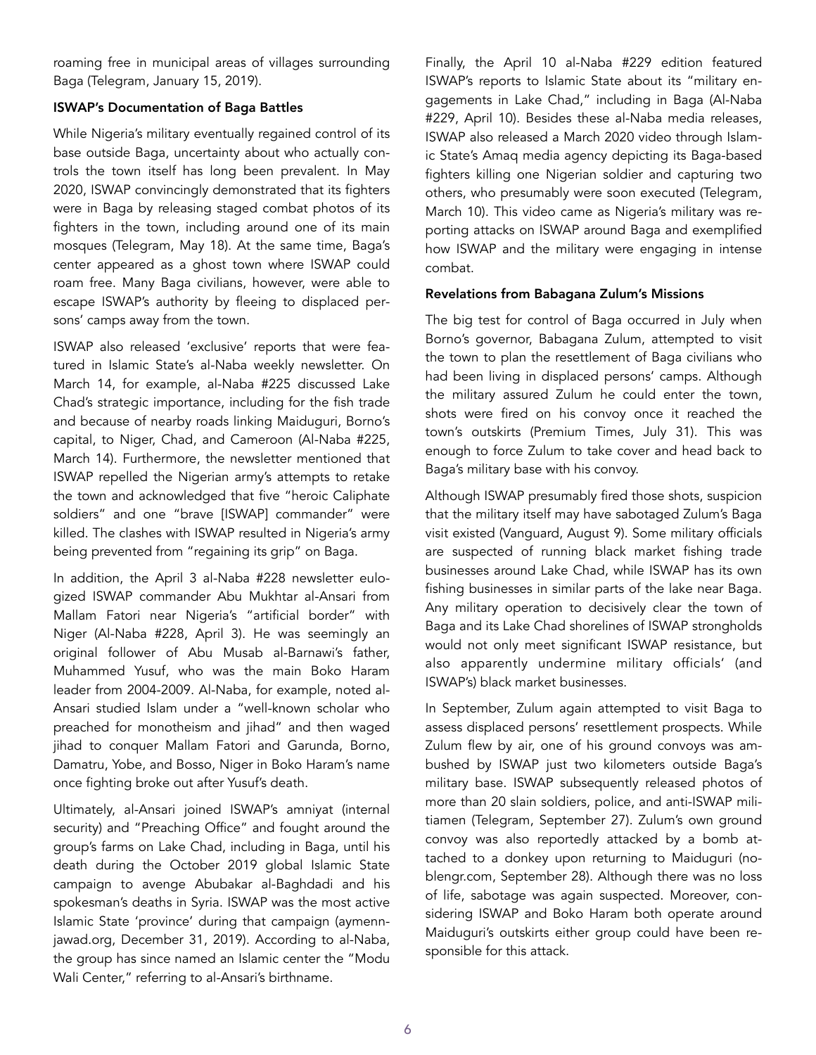roaming free in municipal areas of villages surrounding Baga (Telegram, January 15, 2019).

### ISWAP's Documentation of Baga Battles

While Nigeria's military eventually regained control of its base outside Baga, uncertainty about who actually controls the town itself has long been prevalent. In May 2020, ISWAP convincingly demonstrated that its fighters were in Baga by releasing staged combat photos of its fighters in the town, including around one of its main mosques (Telegram, May 18). At the same time, Baga's center appeared as a ghost town where ISWAP could roam free. Many Baga civilians, however, were able to escape ISWAP's authority by fleeing to displaced persons' camps away from the town.

ISWAP also released 'exclusive' reports that were featured in Islamic State's al-Naba weekly newsletter. On March 14, for example, al-Naba #225 discussed Lake Chad's strategic importance, including for the fish trade and because of nearby roads linking Maiduguri, Borno's capital, to Niger, Chad, and Cameroon (Al-Naba #225, March 14). Furthermore, the newsletter mentioned that ISWAP repelled the Nigerian army's attempts to retake the town and acknowledged that five "heroic Caliphate soldiers" and one "brave [ISWAP] commander" were killed. The clashes with ISWAP resulted in Nigeria's army being prevented from "regaining its grip" on Baga.

In addition, the April 3 al-Naba #228 newsletter eulogized ISWAP commander Abu Mukhtar al-Ansari from Mallam Fatori near Nigeria's "artificial border" with Niger (Al-Naba #228, April 3). He was seemingly an original follower of Abu Musab al-Barnawi's father, Muhammed Yusuf, who was the main Boko Haram leader from 2004-2009. Al-Naba, for example, noted al-Ansari studied Islam under a "well-known scholar who preached for monotheism and jihad" and then waged jihad to conquer Mallam Fatori and Garunda, Borno, Damatru, Yobe, and Bosso, Niger in Boko Haram's name once fighting broke out after Yusuf's death.

Ultimately, al-Ansari joined ISWAP's amniyat (internal security) and "Preaching Office" and fought around the group's farms on Lake Chad, including in Baga, until his death during the October 2019 global Islamic State campaign to avenge Abubakar al-Baghdadi and his spokesman's deaths in Syria. ISWAP was the most active Islamic State 'province' during that campaign (aymennjawad.org, December 31, 2019). According to al-Naba, the group has since named an Islamic center the "Modu Wali Center," referring to al-Ansari's birthname.

Finally, the April 10 al-Naba #229 edition featured ISWAP's reports to Islamic State about its "military engagements in Lake Chad," including in Baga (Al-Naba #229, April 10). Besides these al-Naba media releases, ISWAP also released a March 2020 video through Islamic State's Amaq media agency depicting its Baga-based fighters killing one Nigerian soldier and capturing two others, who presumably were soon executed (Telegram, March 10). This video came as Nigeria's military was reporting attacks on ISWAP around Baga and exemplified how ISWAP and the military were engaging in intense combat.

### Revelations from Babagana Zulum's Missions

The big test for control of Baga occurred in July when Borno's governor, Babagana Zulum, attempted to visit the town to plan the resettlement of Baga civilians who had been living in displaced persons' camps. Although the military assured Zulum he could enter the town, shots were fired on his convoy once it reached the town's outskirts (Premium Times, July 31). This was enough to force Zulum to take cover and head back to Baga's military base with his convoy.

Although ISWAP presumably fired those shots, suspicion that the military itself may have sabotaged Zulum's Baga visit existed (Vanguard, August 9). Some military officials are suspected of running black market fishing trade businesses around Lake Chad, while ISWAP has its own fishing businesses in similar parts of the lake near Baga. Any military operation to decisively clear the town of Baga and its Lake Chad shorelines of ISWAP strongholds would not only meet significant ISWAP resistance, but also apparently undermine military officials' (and ISWAP's) black market businesses.

In September, Zulum again attempted to visit Baga to assess displaced persons' resettlement prospects. While Zulum flew by air, one of his ground convoys was ambushed by ISWAP just two kilometers outside Baga's military base. ISWAP subsequently released photos of more than 20 slain soldiers, police, and anti-ISWAP militiamen (Telegram, September 27). Zulum's own ground convoy was also reportedly attacked by a bomb attached to a donkey upon returning to Maiduguri (noblengr.com, September 28). Although there was no loss of life, sabotage was again suspected. Moreover, considering ISWAP and Boko Haram both operate around Maiduguri's outskirts either group could have been responsible for this attack.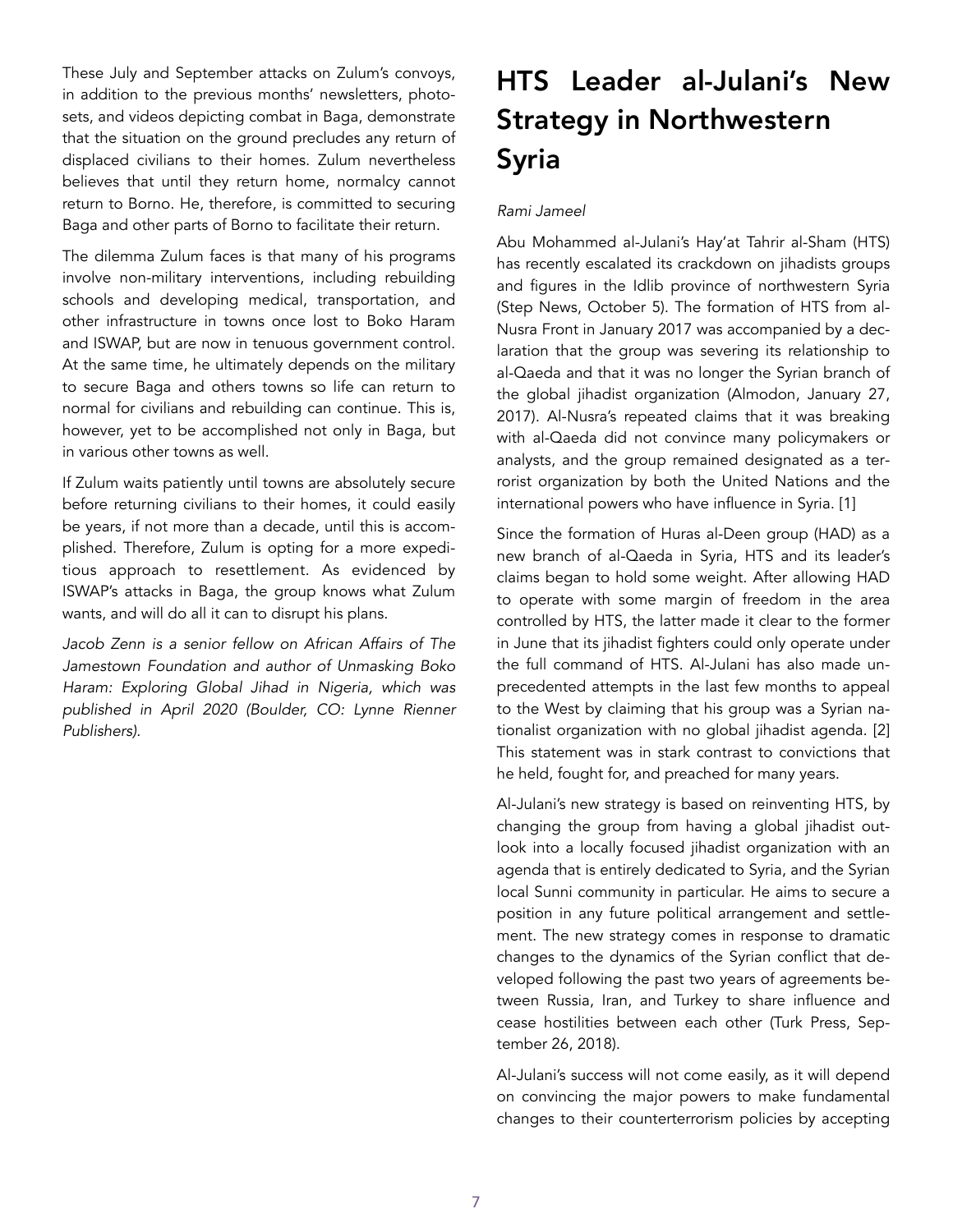These July and September attacks on Zulum's convoys, in addition to the previous months' newsletters, photosets, and videos depicting combat in Baga, demonstrate that the situation on the ground precludes any return of displaced civilians to their homes. Zulum nevertheless believes that until they return home, normalcy cannot return to Borno. He, therefore, is committed to securing Baga and other parts of Borno to facilitate their return.

The dilemma Zulum faces is that many of his programs involve non-military interventions, including rebuilding schools and developing medical, transportation, and other infrastructure in towns once lost to Boko Haram and ISWAP, but are now in tenuous government control. At the same time, he ultimately depends on the military to secure Baga and others towns so life can return to normal for civilians and rebuilding can continue. This is, however, yet to be accomplished not only in Baga, but in various other towns as well.

If Zulum waits patiently until towns are absolutely secure before returning civilians to their homes, it could easily be years, if not more than a decade, until this is accomplished. Therefore, Zulum is opting for a more expeditious approach to resettlement. As evidenced by ISWAP's attacks in Baga, the group knows what Zulum wants, and will do all it can to disrupt his plans.

*Jacob Zenn is a senior fellow on African Affairs of The Jamestown Foundation and author of Unmasking Boko Haram: Exploring Global Jihad in Nigeria, which was published in April 2020 (Boulder, CO: Lynne Rienner Publishers).*

# HTS Leader al-Julani's New Strategy in Northwestern Syria

*Rami Jameel*

Abu Mohammed al-Julani's Hay'at Tahrir al-Sham (HTS) has recently escalated its crackdown on jihadists groups and figures in the Idlib province of northwestern Syria (Step News, October 5). The formation of HTS from al-Nusra Front in January 2017 was accompanied by a declaration that the group was severing its relationship to al-Qaeda and that it was no longer the Syrian branch of the global jihadist organization (Almodon, January 27, 2017). Al-Nusra's repeated claims that it was breaking with al-Qaeda did not convince many policymakers or analysts, and the group remained designated as a terrorist organization by both the United Nations and the international powers who have influence in Syria. [1]

Since the formation of Huras al-Deen group (HAD) as a new branch of al-Qaeda in Syria, HTS and its leader's claims began to hold some weight. After allowing HAD to operate with some margin of freedom in the area controlled by HTS, the latter made it clear to the former in June that its jihadist fighters could only operate under the full command of HTS. Al-Julani has also made unprecedented attempts in the last few months to appeal to the West by claiming that his group was a Syrian nationalist organization with no global jihadist agenda. [2] This statement was in stark contrast to convictions that he held, fought for, and preached for many years.

Al-Julani's new strategy is based on reinventing HTS, by changing the group from having a global jihadist outlook into a locally focused jihadist organization with an agenda that is entirely dedicated to Syria, and the Syrian local Sunni community in particular. He aims to secure a position in any future political arrangement and settlement. The new strategy comes in response to dramatic changes to the dynamics of the Syrian conflict that developed following the past two years of agreements between Russia, Iran, and Turkey to share influence and cease hostilities between each other (Turk Press, September 26, 2018).

Al-Julani's success will not come easily, as it will depend on convincing the major powers to make fundamental changes to their counterterrorism policies by accepting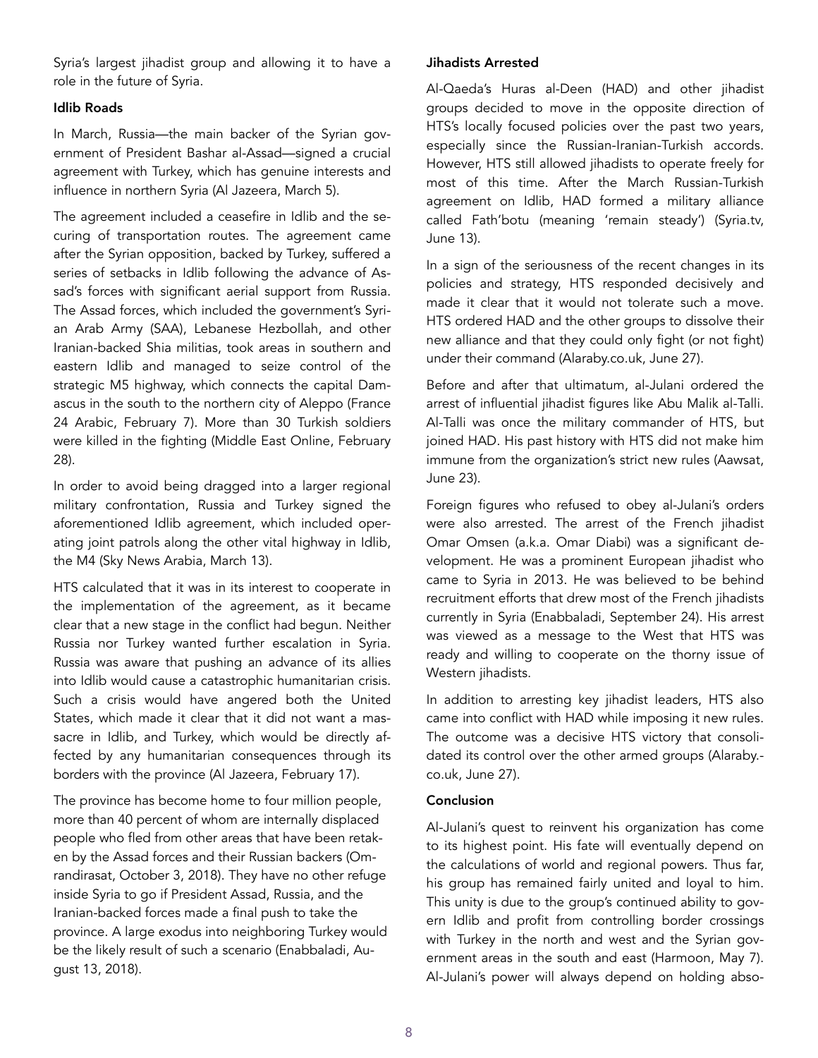Syria's largest jihadist group and allowing it to have a role in the future of Syria.

### Idlib Roads

In March, Russia—the main backer of the Syrian government of President Bashar al-Assad—signed a crucial agreement with Turkey, which has genuine interests and influence in northern Syria (Al Jazeera, March 5).

The agreement included a ceasefire in Idlib and the securing of transportation routes. The agreement came after the Syrian opposition, backed by Turkey, suffered a series of setbacks in Idlib following the advance of Assad's forces with significant aerial support from Russia. The Assad forces, which included the government's Syrian Arab Army (SAA), Lebanese Hezbollah, and other Iranian-backed Shia militias, took areas in southern and eastern Idlib and managed to seize control of the strategic M5 highway, which connects the capital Damascus in the south to the northern city of Aleppo (France 24 Arabic, February 7). More than 30 Turkish soldiers were killed in the fighting (Middle East Online, February 28).

In order to avoid being dragged into a larger regional military confrontation, Russia and Turkey signed the aforementioned Idlib agreement, which included operating joint patrols along the other vital highway in Idlib, the M4 (Sky News Arabia, March 13).

HTS calculated that it was in its interest to cooperate in the implementation of the agreement, as it became clear that a new stage in the conflict had begun. Neither Russia nor Turkey wanted further escalation in Syria. Russia was aware that pushing an advance of its allies into Idlib would cause a catastrophic humanitarian crisis. Such a crisis would have angered both the United States, which made it clear that it did not want a massacre in Idlib, and Turkey, which would be directly affected by any humanitarian consequences through its borders with the province (Al Jazeera, February 17).

The province has become home to four million people, more than 40 percent of whom are internally displaced people who fled from other areas that have been retaken by the Assad forces and their Russian backers (Omrandirasat, October 3, 2018). They have no other refuge inside Syria to go if President Assad, Russia, and the Iranian-backed forces made a final push to take the province. A large exodus into neighboring Turkey would be the likely result of such a scenario (Enabbaladi, August 13, 2018).

### Jihadists Arrested

Al-Qaeda's Huras al-Deen (HAD) and other jihadist groups decided to move in the opposite direction of HTS's locally focused policies over the past two years, especially since the Russian-Iranian-Turkish accords. However, HTS still allowed jihadists to operate freely for most of this time. After the March Russian-Turkish agreement on Idlib, HAD formed a military alliance called Fath'botu (meaning 'remain steady') (Syria.tv, June 13).

In a sign of the seriousness of the recent changes in its policies and strategy, HTS responded decisively and made it clear that it would not tolerate such a move. HTS ordered HAD and the other groups to dissolve their new alliance and that they could only fight (or not fight) under their command (Alaraby.co.uk, June 27).

Before and after that ultimatum, al-Julani ordered the arrest of influential jihadist figures like Abu Malik al-Talli. Al-Talli was once the military commander of HTS, but joined HAD. His past history with HTS did not make him immune from the organization's strict new rules (Aawsat, June 23).

Foreign figures who refused to obey al-Julani's orders were also arrested. The arrest of the French jihadist Omar Omsen (a.k.a. Omar Diabi) was a significant development. He was a prominent European jihadist who came to Syria in 2013. He was believed to be behind recruitment efforts that drew most of the French jihadists currently in Syria (Enabbaladi, September 24). His arrest was viewed as a message to the West that HTS was ready and willing to cooperate on the thorny issue of Western jihadists.

In addition to arresting key jihadist leaders, HTS also came into conflict with HAD while imposing it new rules. The outcome was a decisive HTS victory that consolidated its control over the other armed groups (Alaraby.co.uk, June 27).

### Conclusion

Al-Julani's quest to reinvent his organization has come to its highest point. His fate will eventually depend on the calculations of world and regional powers. Thus far, his group has remained fairly united and loyal to him. This unity is due to the group's continued ability to govern Idlib and profit from controlling border crossings with Turkey in the north and west and the Syrian government areas in the south and east (Harmoon, May 7). Al-Julani's power will always depend on holding abso-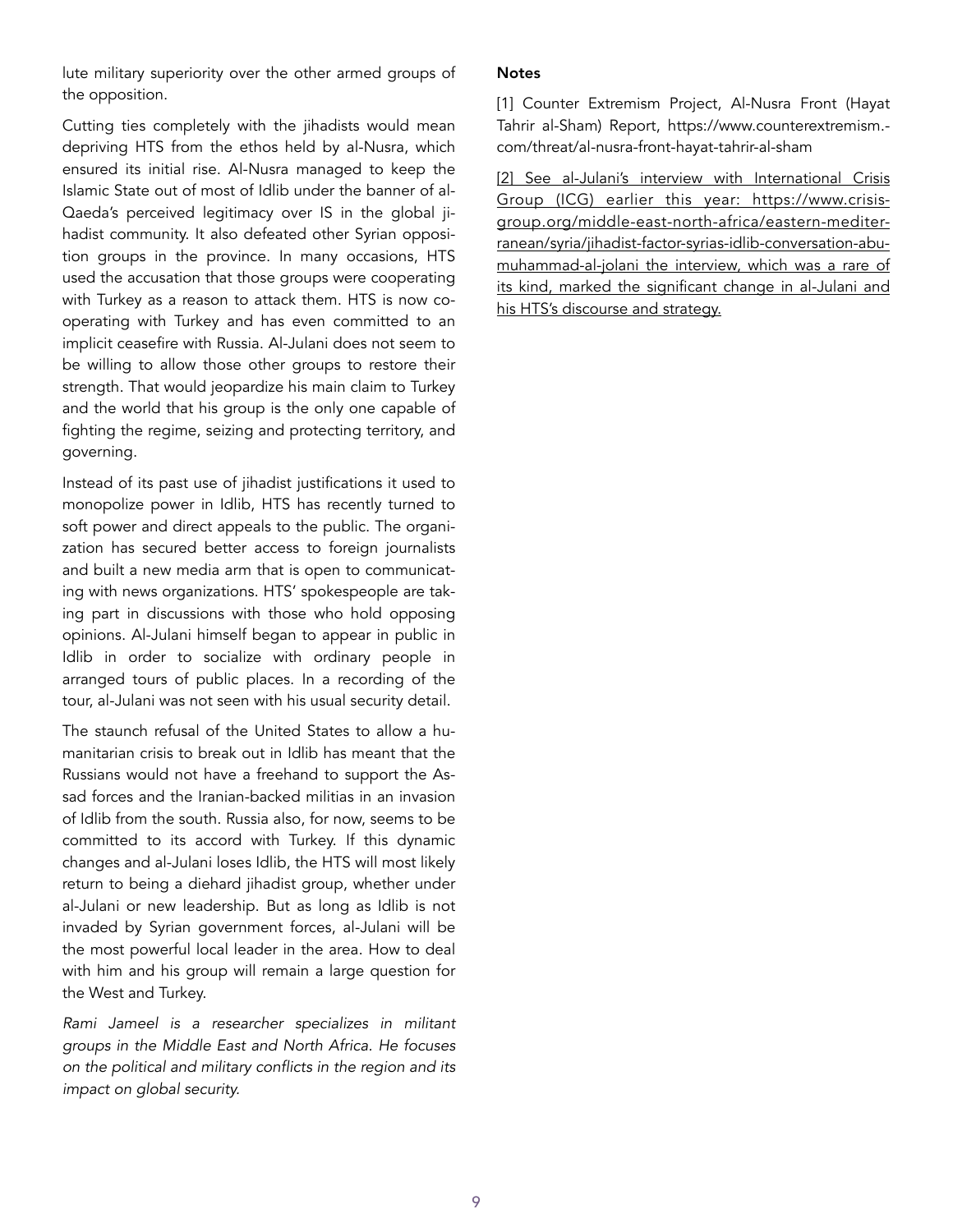lute military superiority over the other armed groups of the opposition.

Cutting ties completely with the jihadists would mean depriving HTS from the ethos held by al-Nusra, which ensured its initial rise. Al-Nusra managed to keep the Islamic State out of most of Idlib under the banner of al-Qaeda's perceived legitimacy over IS in the global jihadist community. It also defeated other Syrian opposition groups in the province. In many occasions, HTS used the accusation that those groups were cooperating with Turkey as a reason to attack them. HTS is now cooperating with Turkey and has even committed to an implicit ceasefire with Russia. Al-Julani does not seem to be willing to allow those other groups to restore their strength. That would jeopardize his main claim to Turkey and the world that his group is the only one capable of fighting the regime, seizing and protecting territory, and governing.

Instead of its past use of jihadist justifications it used to monopolize power in Idlib, HTS has recently turned to soft power and direct appeals to the public. The organization has secured better access to foreign journalists and built a new media arm that is open to communicating with news organizations. HTS' spokespeople are taking part in discussions with those who hold opposing opinions. Al-Julani himself began to appear in public in Idlib in order to socialize with ordinary people in arranged tours of public places. In a recording of the tour, al-Julani was not seen with his usual security detail.

The staunch refusal of the United States to allow a humanitarian crisis to break out in Idlib has meant that the Russians would not have a freehand to support the Assad forces and the Iranian-backed militias in an invasion of Idlib from the south. Russia also, for now, seems to be committed to its accord with Turkey. If this dynamic changes and al-Julani loses Idlib, the HTS will most likely return to being a diehard jihadist group, whether under al-Julani or new leadership. But as long as Idlib is not invaded by Syrian government forces, al-Julani will be the most powerful local leader in the area. How to deal with him and his group will remain a large question for the West and Turkey.

*Rami Jameel is a researcher specializes in militant groups in the Middle East and North Africa. He focuses on the political and military conflicts in the region and its impact on global security.*

**Notes**

[1] Counter Extremism Project, Al-Nusra Front (Hayat Tahrir al-Sham) Report, https://www.counterextremism.com/threat/al-nusra-front-hayat-tahrir-al-sham

[2] See al-Julani's interview with International Crisis Group (ICG) earlier this year: https://www.crisisgroup.org/middle-east-north-africa/eastern-mediterranean/syria/jihadist-factor-syrias-idlib-conversation-abu-muhammad-al-jolani the interview, which was a rare of its kind, marked the significant change in al-Julani and his HTS's discourse and strategy.